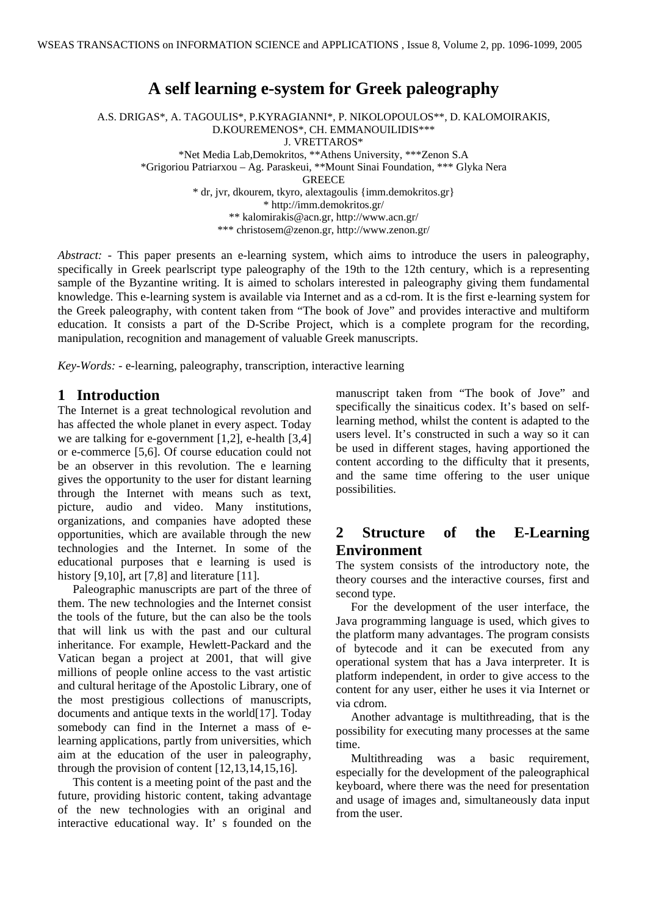# A self learning e-system for Greek paleography

A.S. DRIGAS*, A. TAGOULIS*, P.KYRAGIANNI*, P. NIKOLOPOULOS**, D. KALOMOIRAKIS, D.KOUREMENOS*, CH. EMMANOUILIDIS***
J. VRETTAROS*
*Net Media Lab,Demokritos, **Athens University, ***Zenon S.A
*Grigoriou Patriarxou – Ag. Paraskeui, **Mount Sinai Foundation, *** Glyka Nera
GREECE
* dr, jvr, dkourem, tkyro, alextagoulis {imm.demokritos.gr}
* http://imm.demokritos.gr/
** kalomirakis@acn.gr, http://www.acn.gr/
*** christosem@zenon.gr, http://www.zenon.gr/

*Abstract:* - This paper presents an e-learning system, which aims to introduce the users in paleography, specifically in Greek pearlscript type paleography of the 19th to the 12th century, which is a representing sample of the Byzantine writing. It is aimed to scholars interested in paleography giving them fundamental knowledge. This e-learning system is available via Internet and as a cd-rom. It is the first e-learning system for the Greek paleography, with content taken from "The book of Jove" and provides interactive and multiform education. It consists a part of the D-Scribe Project, which is a complete program for the recording, manipulation, recognition and management of valuable Greek manuscripts.

*Key-Words:* - e-learning, paleography, transcription, interactive learning

## 1 Introduction

The Internet is a great technological revolution and has affected the whole planet in every aspect. Today we are talking for e-government [1,2], e-health [3,4] or e-commerce [5,6]. Of course education could not be an observer in this revolution. The e learning gives the opportunity to the user for distant learning through the Internet with means such as text, picture, audio and video. Many institutions, organizations, and companies have adopted these opportunities, which are available through the new technologies and the Internet. In some of the educational purposes that e learning is used is history [9,10], art [7,8] and literature [11].

Paleographic manuscripts are part of the three of them. The new technologies and the Internet consist the tools of the future, but the can also be the tools that will link us with the past and our cultural inheritance. For example, Hewlett-Packard and the Vatican began a project at 2001, that will give millions of people online access to the vast artistic and cultural heritage of the Apostolic Library, one of the most prestigious collections of manuscripts, documents and antique texts in the world[17]. Today somebody can find in the Internet a mass of e-learning applications, partly from universities, which aim at the education of the user in paleography, through the provision of content [12,13,14,15,16].

This content is a meeting point of the past and the future, providing historic content, taking advantage of the new technologies with an original and interactive educational way. It' s founded on the manuscript taken from "The book of Jove" and specifically the sinaiticus codex. It's based on self-learning method, whilst the content is adapted to the users level. It's constructed in such a way so it can be used in different stages, having apportioned the content according to the difficulty that it presents, and the same time offering to the user unique possibilities.

## 2 Structure of the E-Learning Environment

The system consists of the introductory note, the theory courses and the interactive courses, first and second type.

For the development of the user interface, the Java programming language is used, which gives to the platform many advantages. The program consists of bytecode and it can be executed from any operational system that has a Java interpreter. It is platform independent, in order to give access to the content for any user, either he uses it via Internet or via cdrom.

Another advantage is multithreading, that is the possibility for executing many processes at the same time.

Multithreading was a basic requirement, especially for the development of the paleographical keyboard, where there was the need for presentation and usage of images and, simultaneously data input from the user.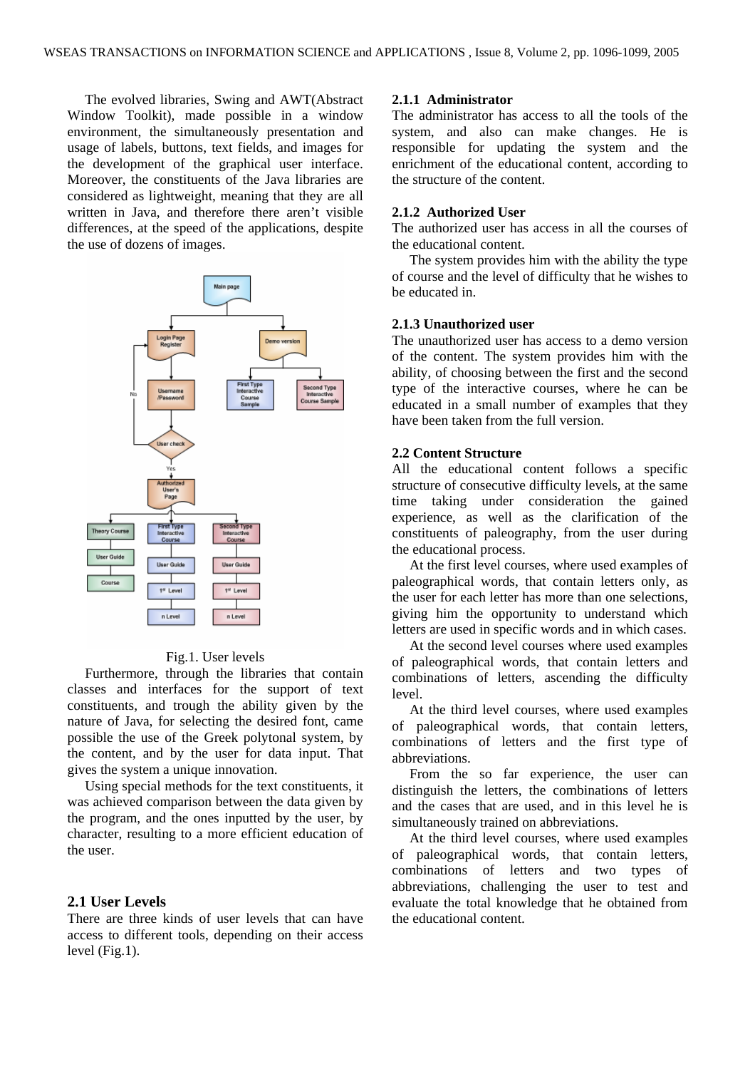The evolved libraries, Swing and AWT(Abstract Window Toolkit), made possible in a window environment, the simultaneously presentation and usage of labels, buttons, text fields, and images for the development of the graphical user interface. Moreover, the constituents of the Java libraries are considered as lightweight, meaning that they are all written in Java, and therefore there aren't visible differences, at the speed of the applications, despite the use of dozens of images.

Fig.1. User levels

Furthermore, through the libraries that contain classes and interfaces for the support of text constituents, and trough the ability given by the nature of Java, for selecting the desired font, came possible the use of the Greek polytonal system, by the content, and by the user for data input. That gives the system a unique innovation.

Using special methods for the text constituents, it was achieved comparison between the data given by the program, and the ones inputted by the user, by character, resulting to a more efficient education of the user.

## 2.1 User Levels

There are three kinds of user levels that can have access to different tools, depending on their access level (Fig.1).

### 2.1.1 Administrator

The administrator has access to all the tools of the system, and also can make changes. He is responsible for updating the system and the enrichment of the educational content, according to the structure of the content.

### 2.1.2 Authorized User

The authorized user has access in all the courses of the educational content.

The system provides him with the ability the type of course and the level of difficulty that he wishes to be educated in.

### 2.1.3 Unauthorized user

The unauthorized user has access to a demo version of the content. The system provides him with the ability, of choosing between the first and the second type of the interactive courses, where he can be educated in a small number of examples that they have been taken from the full version.

## 2.2 Content Structure

All the educational content follows a specific structure of consecutive difficulty levels, at the same time taking under consideration the gained experience, as well as the clarification of the constituents of paleography, from the user during the educational process.

At the first level courses, where used examples of paleographical words, that contain letters only, as the user for each letter has more than one selections, giving him the opportunity to understand which letters are used in specific words and in which cases.

At the second level courses where used examples of paleographical words, that contain letters and combinations of letters, ascending the difficulty level.

At the third level courses, where used examples of paleographical words, that contain letters, combinations of letters and the first type of abbreviations.

From the so far experience, the user can distinguish the letters, the combinations of letters and the cases that are used, and in this level he is simultaneously trained on abbreviations.

At the third level courses, where used examples of paleographical words, that contain letters, combinations of letters and two types of abbreviations, challenging the user to test and evaluate the total knowledge that he obtained from the educational content.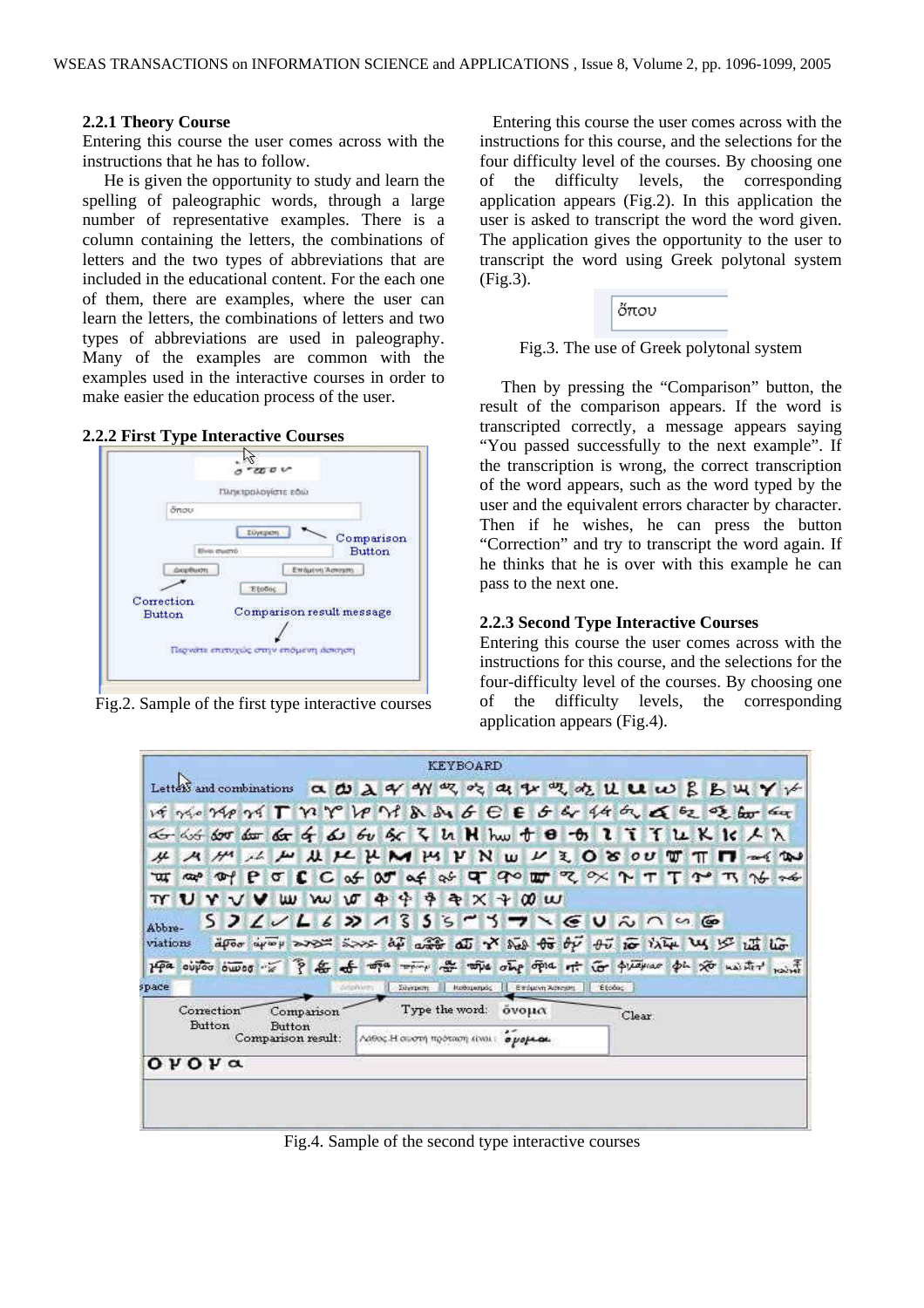### 2.2.1 Theory Course

Entering this course the user comes across with the instructions that he has to follow.

He is given the opportunity to study and learn the spelling of paleographic words, through a large number of representative examples. There is a column containing the letters, the combinations of letters and the two types of abbreviations that are included in the educational content. For the each one of them, there are examples, where the user can learn the letters, the combinations of letters and two types of abbreviations are used in paleography. Many of the examples are common with the examples used in the interactive courses in order to make easier the education process of the user.

### 2.2.2 First Type Interactive Courses

Fig.2. Sample of the first type interactive courses

Entering this course the user comes across with the instructions for this course, and the selections for the four difficulty level of the courses. By choosing one of the difficulty levels, the corresponding application appears (Fig.2). In this application the user is asked to transcript the word the word given. The application gives the opportunity to the user to transcript the word using Greek polytonal system (Fig.3).

Fig.3. The use of Greek polytonal system

Then by pressing the "Comparison" button, the result of the comparison appears. If the word is transcripted correctly, a message appears saying "You passed successfully to the next example". If the transcription is wrong, the correct transcription of the word appears, such as the word typed by the user and the equivalent errors character by character. Then if he wishes, he can press the button "Correction" and try to transcript the word again. If he thinks that he is over with this example he can pass to the next one.

### 2.2.3 Second Type Interactive Courses

Entering this course the user comes across with the instructions for this course, and the selections for the four-difficulty level of the courses. By choosing one of the difficulty levels, the corresponding application appears (Fig.4).

Fig.4. Sample of the second type interactive courses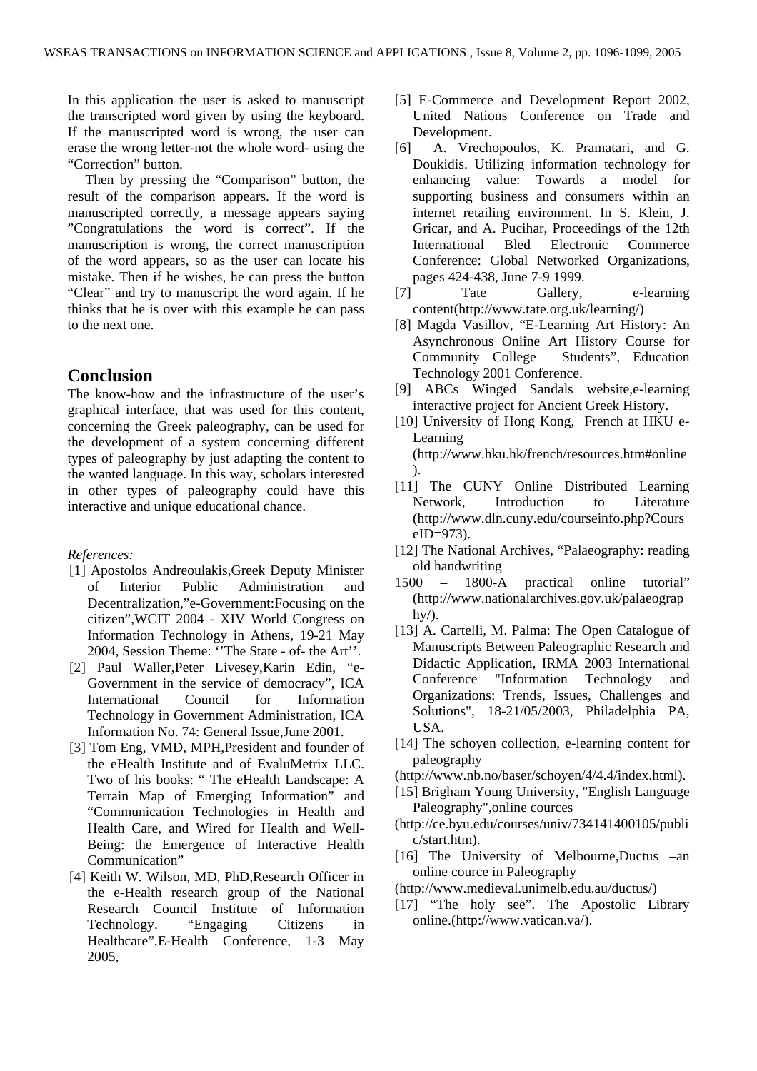In this application the user is asked to manuscript the transcripted word given by using the keyboard. If the manuscripted word is wrong, the user can erase the wrong letter-not the whole word- using the "Correction" button.

Then by pressing the "Comparison" button, the result of the comparison appears. If the word is manuscripted correctly, a message appears saying "Congratulations the word is correct". If the manuscription is wrong, the correct manuscription of the word appears, so as the user can locate his mistake. Then if he wishes, he can press the button "Clear" and try to manuscript the word again. If he thinks that he is over with this example he can pass to the next one.

## Conclusion

The know-how and the infrastructure of the user's graphical interface, that was used for this content, concerning the Greek paleography, can be used for the development of a system concerning different types of paleography by just adapting the content to the wanted language. In this way, scholars interested in other types of paleography could have this interactive and unique educational chance.

*References:*

[1] Apostolos Andreoulakis,Greek Deputy Minister of Interior Public Administration and Decentralization,"e-Government:Focusing on the citizen",WCIT 2004 - XIV World Congress on Information Technology in Athens, 19-21 May 2004, Session Theme: ''The State - of- the Art''.

[2] Paul Waller,Peter Livesey,Karin Edin, "e-Government in the service of democracy", ICA International Council for Information Technology in Government Administration, ICA Information No. 74: General Issue,June 2001.

[3] Tom Eng, VMD, MPH,President and founder of the eHealth Institute and of EvaluMetrix LLC. Two of his books: " The eHealth Landscape: A Terrain Map of Emerging Information" and "Communication Technologies in Health and Health Care, and Wired for Health and Well-Being: the Emergence of Interactive Health Communication"

[4] Keith W. Wilson, MD, PhD,Research Officer in the e-Health research group of the National Research Council Institute of Information Technology. "Engaging Citizens in Healthcare",E-Health Conference, 1-3 May 2005,

[5] E-Commerce and Development Report 2002, United Nations Conference on Trade and Development.

[6] A. Vrechopoulos, K. Pramatari, and G. Doukidis. Utilizing information technology for enhancing value: Towards a model for supporting business and consumers within an internet retailing environment. In S. Klein, J. Gricar, and A. Pucihar, Proceedings of the 12th International Bled Electronic Commerce Conference: Global Networked Organizations, pages 424-438, June 7-9 1999.

[7] Tate Gallery, e-learning content(http://www.tate.org.uk/learning/)

[8] Magda Vasillov, "E-Learning Art History: An Asynchronous Online Art History Course for Community College Students", Education Technology 2001 Conference.

[9] ABCs Winged Sandals website,e-learning interactive project for Ancient Greek History.

[10] University of Hong Kong, French at HKU e-Learning (http://www.hku.hk/french/resources.htm#online).

[11] The CUNY Online Distributed Learning Network, Introduction to Literature (http://www.dln.cuny.edu/courseinfo.php?CourseID=973).

[12] The National Archives, "Palaeography: reading old handwriting 1500 – 1800-A practical online tutorial" (http://www.nationalarchives.gov.uk/palaeography/).

[13] A. Cartelli, M. Palma: The Open Catalogue of Manuscripts Between Paleographic Research and Didactic Application, IRMA 2003 International Conference "Information Technology and Organizations: Trends, Issues, Challenges and Solutions", 18-21/05/2003, Philadelphia PA, USA.

[14] The schoyen collection, e-learning content for paleography (http://www.nb.no/baser/schoyen/4/4.4/index.html).

[15] Brigham Young University, "English Language Paleography",online cources (http://ce.byu.edu/courses/univ/734141400105/public/start.htm).

[16] The University of Melbourne,Ductus –an online cource in Paleography (http://www.medieval.unimelb.edu.au/ductus/)

[17] "The holy see". The Apostolic Library online.(http://www.vatican.va/).